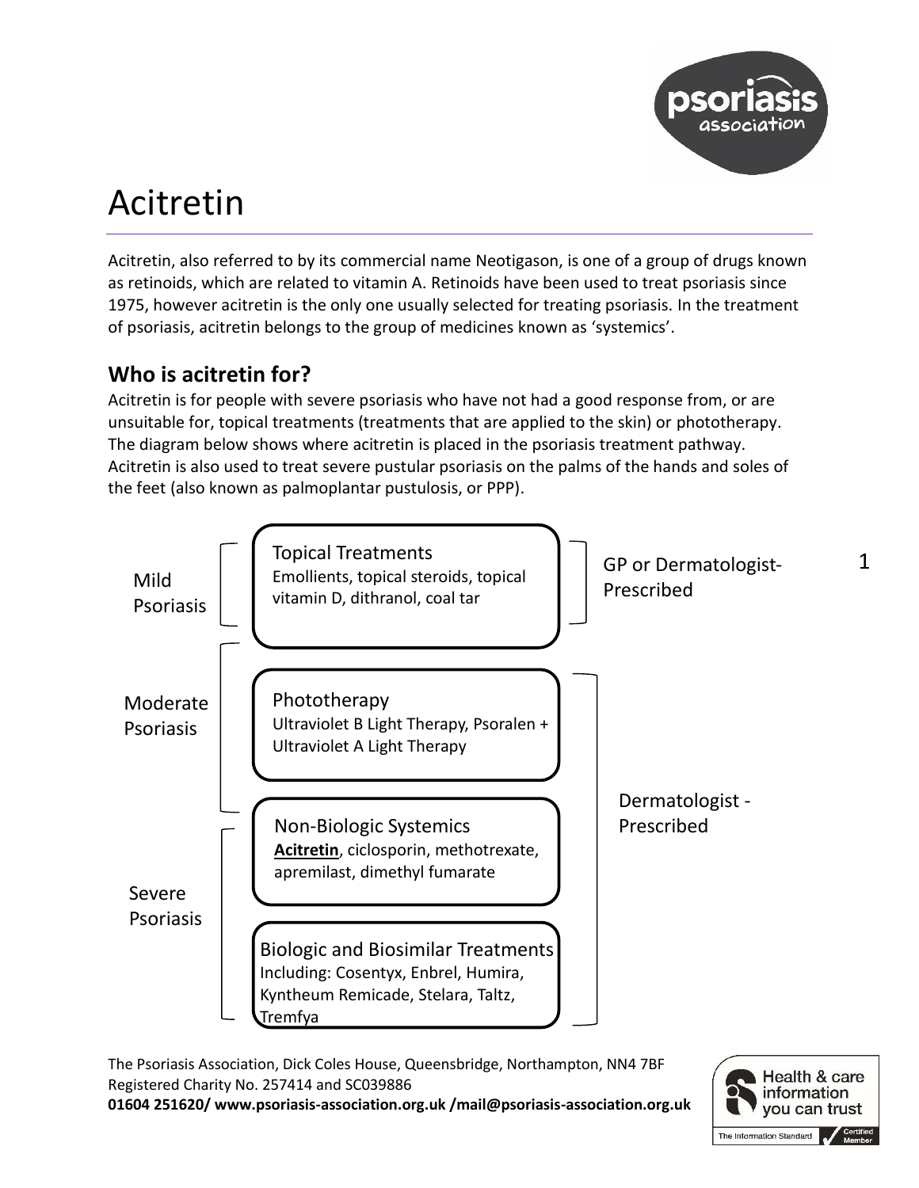# Acitretin

Acitretin, also referred to by its commercial name Neotigason, is one of a group of drugs known as retinoids, which are related to vitamin A. Retinoids have been used to treat psoriasis since 1975, however acitretin is the only one usually selected for treating psoriasis. In the treatment of psoriasis, acitretin belongs to the group of medicines known as 'systemics'.

## Who is acitretin for?

Acitretin is for people with severe psoriasis who have not had a good response from, or are unsuitable for, topical treatments (treatments that are applied to the skin) or phototherapy. The diagram below shows where acitretin is placed in the psoriasis treatment pathway. Acitretin is also used to treat severe pustular psoriasis on the palms of the hands and soles of the feet (also known as palmoplantar pustulosis, or PPP).

| Severity | Treatment | Prescribed by |
| --- | --- | --- |
| Mild Psoriasis | **Topical Treatments**<br>Emollients, topical steroids, topical vitamin D, dithranol, coal tar | GP or Dermatologist-Prescribed |
| Moderate Psoriasis | **Phototherapy**<br>Ultraviolet B Light Therapy, Psoralen + Ultraviolet A Light Therapy | Dermatologist - Prescribed |
| Severe Psoriasis | **Non-Biologic Systemics**<br>**Acitretin**, ciclosporin, methotrexate, apremilast, dimethyl fumarate | Dermatologist - Prescribed |
| Severe Psoriasis | **Biologic and Biosimilar Treatments**<br>Including: Cosentyx, Enbrel, Humira, Kyntheum Remicade, Stelara, Taltz, Tremfya | Dermatologist - Prescribed |

The Psoriasis Association, Dick Coles House, Queensbridge, Northampton, NN4 7BF
Registered Charity No. 257414 and SC039886
**01604 251620/ www.psoriasis-association.org.uk /mail@psoriasis-association.org.uk**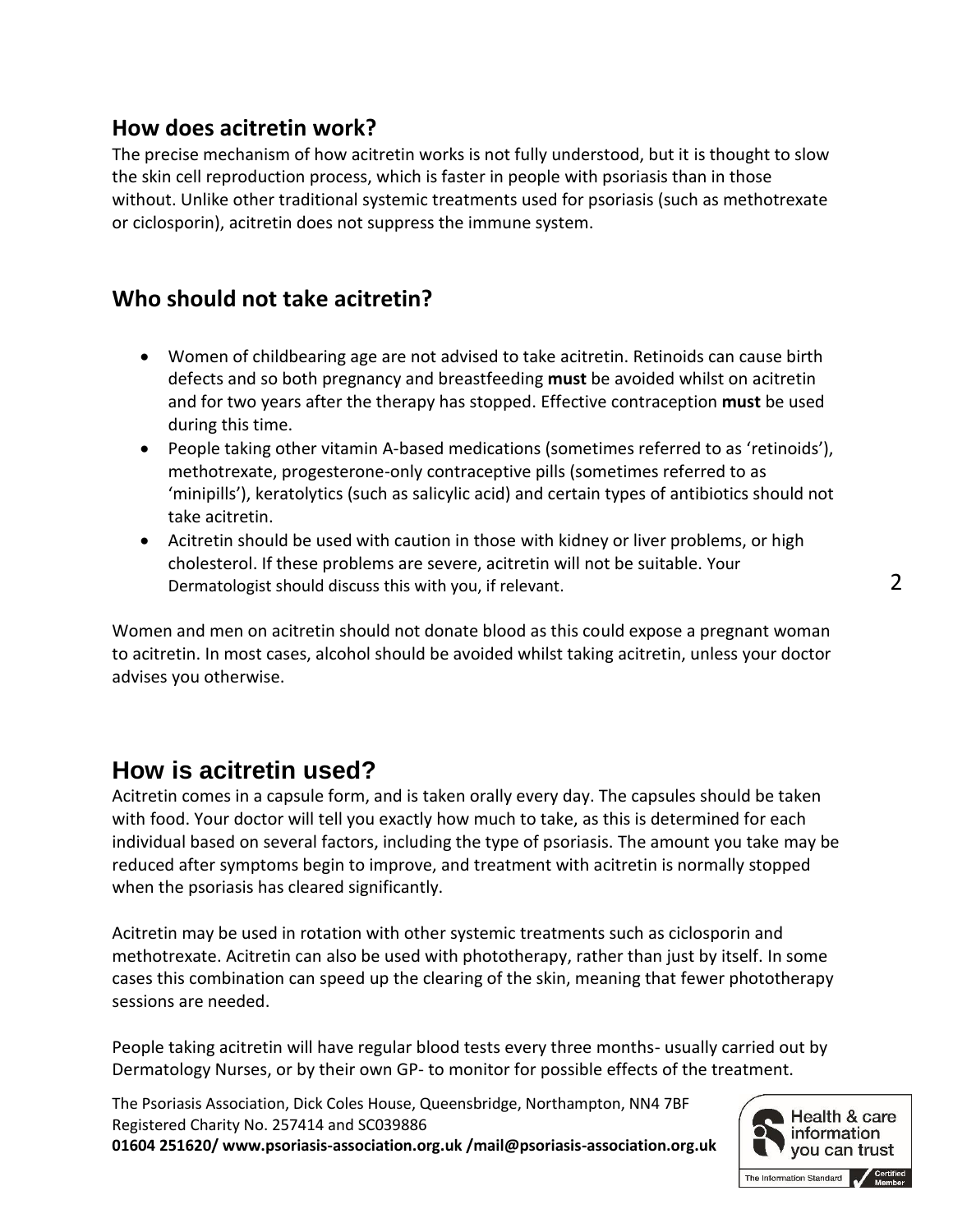## How does acitretin work?

The precise mechanism of how acitretin works is not fully understood, but it is thought to slow the skin cell reproduction process, which is faster in people with psoriasis than in those without. Unlike other traditional systemic treatments used for psoriasis (such as methotrexate or ciclosporin), acitretin does not suppress the immune system.

## Who should not take acitretin?

- Women of childbearing age are not advised to take acitretin. Retinoids can cause birth defects and so both pregnancy and breastfeeding **must** be avoided whilst on acitretin and for two years after the therapy has stopped. Effective contraception **must** be used during this time.
- People taking other vitamin A-based medications (sometimes referred to as 'retinoids'), methotrexate, progesterone-only contraceptive pills (sometimes referred to as 'minipills'), keratolytics (such as salicylic acid) and certain types of antibiotics should not take acitretin.
- Acitretin should be used with caution in those with kidney or liver problems, or high cholesterol. If these problems are severe, acitretin will not be suitable. Your Dermatologist should discuss this with you, if relevant.

Women and men on acitretin should not donate blood as this could expose a pregnant woman to acitretin. In most cases, alcohol should be avoided whilst taking acitretin, unless your doctor advises you otherwise.

## How is acitretin used?

Acitretin comes in a capsule form, and is taken orally every day. The capsules should be taken with food. Your doctor will tell you exactly how much to take, as this is determined for each individual based on several factors, including the type of psoriasis. The amount you take may be reduced after symptoms begin to improve, and treatment with acitretin is normally stopped when the psoriasis has cleared significantly.

Acitretin may be used in rotation with other systemic treatments such as ciclosporin and methotrexate. Acitretin can also be used with phototherapy, rather than just by itself. In some cases this combination can speed up the clearing of the skin, meaning that fewer phototherapy sessions are needed.

People taking acitretin will have regular blood tests every three months- usually carried out by Dermatology Nurses, or by their own GP- to monitor for possible effects of the treatment.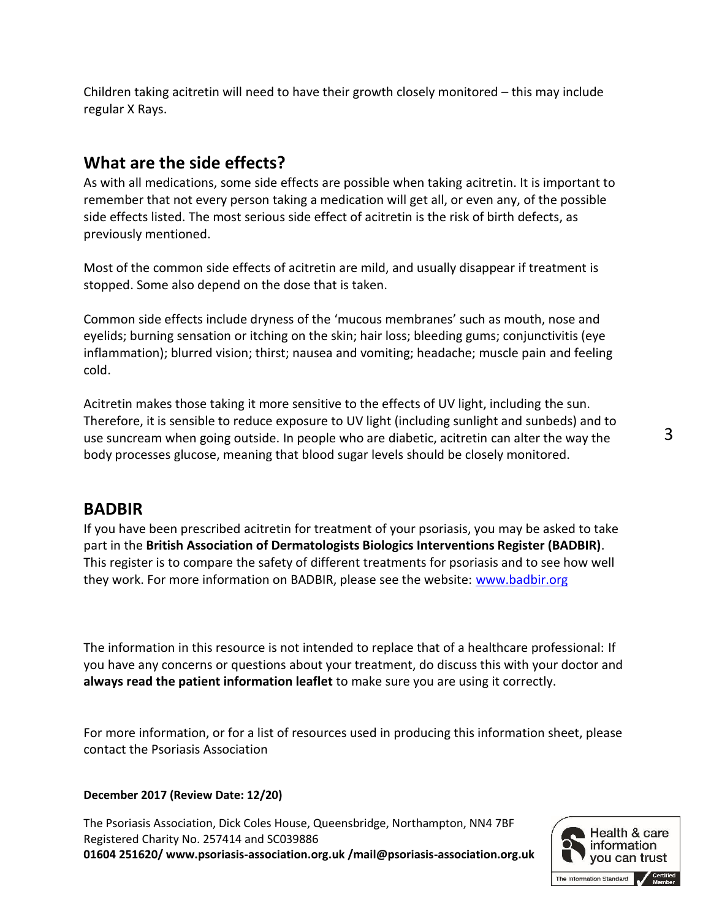Children taking acitretin will need to have their growth closely monitored – this may include regular X Rays.

## What are the side effects?

As with all medications, some side effects are possible when taking acitretin. It is important to remember that not every person taking a medication will get all, or even any, of the possible side effects listed. The most serious side effect of acitretin is the risk of birth defects, as previously mentioned.

Most of the common side effects of acitretin are mild, and usually disappear if treatment is stopped. Some also depend on the dose that is taken.

Common side effects include dryness of the 'mucous membranes' such as mouth, nose and eyelids; burning sensation or itching on the skin; hair loss; bleeding gums; conjunctivitis (eye inflammation); blurred vision; thirst; nausea and vomiting; headache; muscle pain and feeling cold.

Acitretin makes those taking it more sensitive to the effects of UV light, including the sun. Therefore, it is sensible to reduce exposure to UV light (including sunlight and sunbeds) and to use suncream when going outside. In people who are diabetic, acitretin can alter the way the body processes glucose, meaning that blood sugar levels should be closely monitored.

## BADBIR

If you have been prescribed acitretin for treatment of your psoriasis, you may be asked to take part in the **British Association of Dermatologists Biologics Interventions Register (BADBIR)**. This register is to compare the safety of different treatments for psoriasis and to see how well they work. For more information on BADBIR, please see the website: [www.badbir.org](www.badbir.org)

The information in this resource is not intended to replace that of a healthcare professional: If you have any concerns or questions about your treatment, do discuss this with your doctor and **always read the patient information leaflet** to make sure you are using it correctly.

For more information, or for a list of resources used in producing this information sheet, please contact the Psoriasis Association

**December 2017 (Review Date: 12/20)**

The Psoriasis Association, Dick Coles House, Queensbridge, Northampton, NN4 7BF
Registered Charity No. 257414 and SC039886
**01604 251620/ www.psoriasis-association.org.uk /mail@psoriasis-association.org.uk**

Health & care information you can trust
The Information Standard
Certified Member